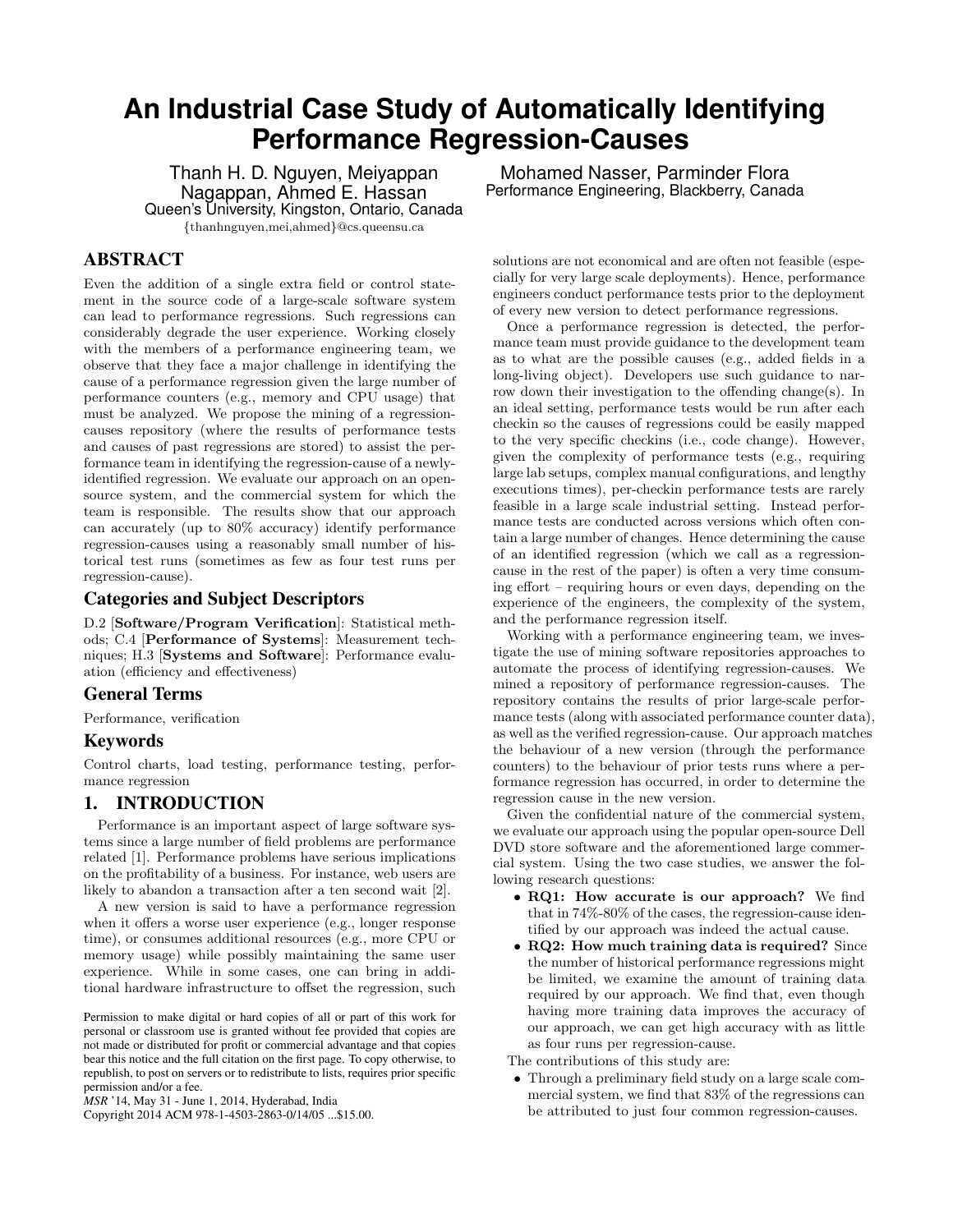# An Industrial Case Study of Automatically Identifying Performance Regression-Causes

Thanh H. D. Nguyen, Meiyappan Nagappan, Ahmed E. Hassan
Queen's University, Kingston, Ontario, Canada
{thanhnguyen,mei,ahmed}@cs.queensu.ca

Mohamed Nasser, Parminder Flora
Performance Engineering, Blackberry, Canada

## ABSTRACT

Even the addition of a single extra field or control statement in the source code of a large-scale software system can lead to performance regressions. Such regressions can considerably degrade the user experience. Working closely with the members of a performance engineering team, we observe that they face a major challenge in identifying the cause of a performance regression given the large number of performance counters (e.g., memory and CPU usage) that must be analyzed. We propose the mining of a regression-causes repository (where the results of performance tests and causes of past regressions are stored) to assist the performance team in identifying the regression-cause of a newly-identified regression. We evaluate our approach on an open-source system, and the commercial system for which the team is responsible. The results show that our approach can accurately (up to 80% accuracy) identify performance regression-causes using a reasonably small number of historical test runs (sometimes as few as four test runs per regression-cause).

### Categories and Subject Descriptors

D.2 [**Software/Program Verification**]: Statistical methods; C.4 [**Performance of Systems**]: Measurement techniques; H.3 [**Systems and Software**]: Performance evaluation (efficiency and effectiveness)

### General Terms

Performance, verification

### Keywords

Control charts, load testing, performance testing, performance regression

## 1. INTRODUCTION

Performance is an important aspect of large software systems since a large number of field problems are performance related [1]. Performance problems have serious implications on the profitability of a business. For instance, web users are likely to abandon a transaction after a ten second wait [2].

A new version is said to have a performance regression when it offers a worse user experience (e.g., longer response time), or consumes additional resources (e.g., more CPU or memory usage) while possibly maintaining the same user experience. While in some cases, one can bring in additional hardware infrastructure to offset the regression, such solutions are not economical and are often not feasible (especially for very large scale deployments). Hence, performance engineers conduct performance tests prior to the deployment of every new version to detect performance regressions.

Once a performance regression is detected, the performance team must provide guidance to the development team as to what are the possible causes (e.g., added fields in a long-living object). Developers use such guidance to narrow down their investigation to the offending change(s). In an ideal setting, performance tests would be run after each checkin so the causes of regressions could be easily mapped to the very specific checkins (i.e., code change). However, given the complexity of performance tests (e.g., requiring large lab setups, complex manual configurations, and lengthy executions times), per-checkin performance tests are rarely feasible in a large scale industrial setting. Instead performance tests are conducted across versions which often contain a large number of changes. Hence determining the cause of an identified regression (which we call as a regression-cause in the rest of the paper) is often a very time consuming effort – requiring hours or even days, depending on the experience of the engineers, the complexity of the system, and the performance regression itself.

Working with a performance engineering team, we investigate the use of mining software repositories approaches to automate the process of identifying regression-causes. We mined a repository of performance regression-causes. The repository contains the results of prior large-scale performance tests (along with associated performance counter data), as well as the verified regression-cause. Our approach matches the behaviour of a new version (through the performance counters) to the behaviour of prior tests runs where a performance regression has occurred, in order to determine the regression cause in the new version.

Given the confidential nature of the commercial system, we evaluate our approach using the popular open-source Dell DVD store software and the aforementioned large commercial system. Using the two case studies, we answer the following research questions:

- **RQ1: How accurate is our approach?** We find that in 74%-80% of the cases, the regression-cause identified by our approach was indeed the actual cause.
- **RQ2: How much training data is required?** Since the number of historical performance regressions might be limited, we examine the amount of training data required by our approach. We find that, even though having more training data improves the accuracy of our approach, we can get high accuracy with as little as four runs per regression-cause.

The contributions of this study are:

- Through a preliminary field study on a large scale commercial system, we find that 83% of the regressions can be attributed to just four common regression-causes.

Permission to make digital or hard copies of all or part of this work for personal or classroom use is granted without fee provided that copies are not made or distributed for profit or commercial advantage and that copies bear this notice and the full citation on the first page. To copy otherwise, to republish, to post on servers or to redistribute to lists, requires prior specific permission and/or a fee.
*MSR* '14, May 31 - June 1, 2014, Hyderabad, India
Copyright 2014 ACM 978-1-4503-2863-0/14/05 ...$15.00.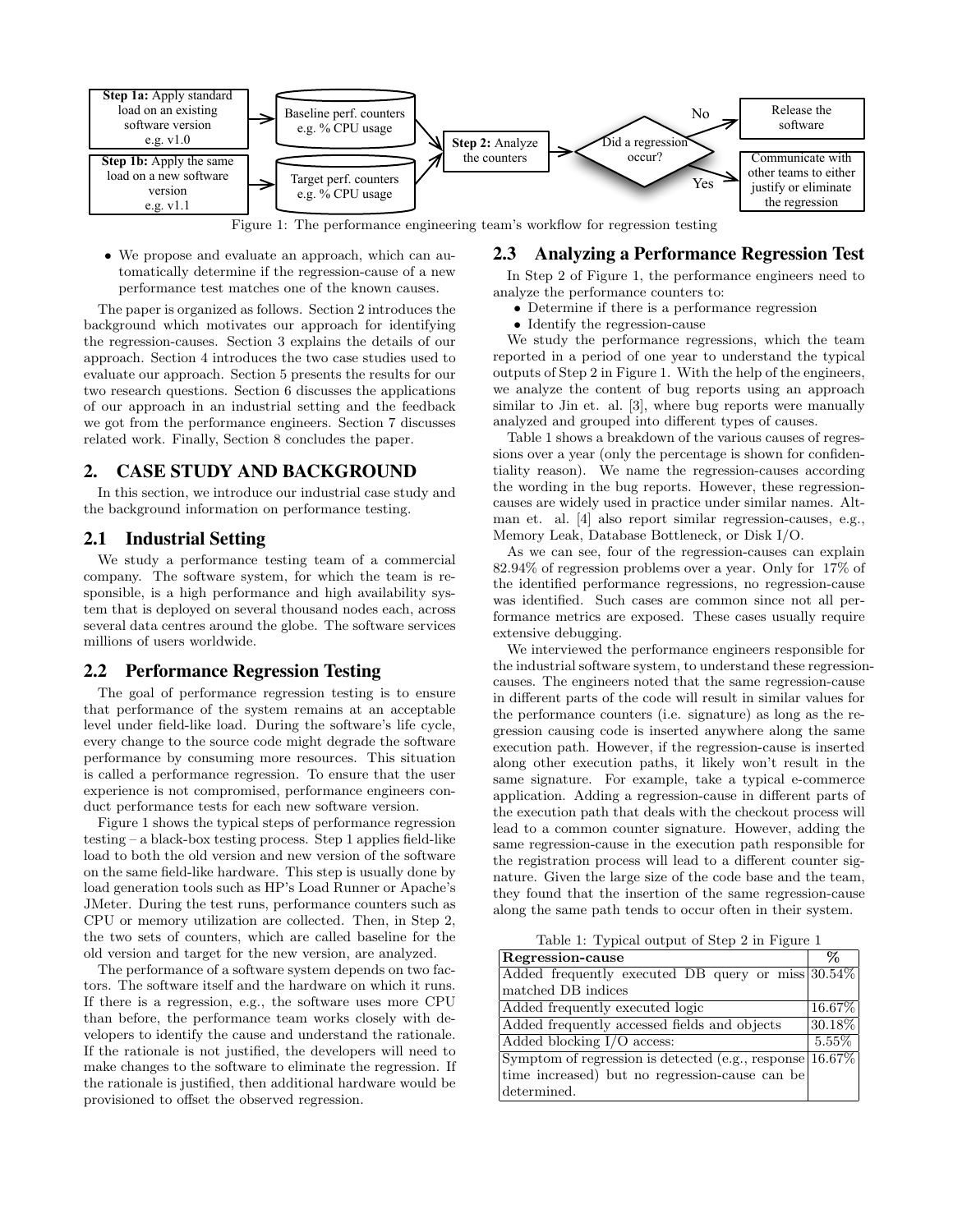Step 1a: Apply standard load on an existing software version e.g. v1.0 → Baseline perf. counters e.g. % CPU usage

Step 1b: Apply the same load on a new software version e.g. v1.1 → Target perf. counters e.g. % CPU usage

Step 2: Analyze the counters → Did a regression occur? → No → Release the software

Did a regression occur? → Yes → Communicate with other teams to either justify or eliminate the regression

Figure 1: The performance engineering team's workflow for regression testing

- We propose and evaluate an approach, which can automatically determine if the regression-cause of a new performance test matches one of the known causes.

The paper is organized as follows. Section 2 introduces the background which motivates our approach for identifying the regression-causes. Section 3 explains the details of our approach. Section 4 introduces the two case studies used to evaluate our approach. Section 5 presents the results for our two research questions. Section 6 discusses the applications of our approach in an industrial setting and the feedback we got from the performance engineers. Section 7 discusses related work. Finally, Section 8 concludes the paper.

## 2. CASE STUDY AND BACKGROUND

In this section, we introduce our industrial case study and the background information on performance testing.

### 2.1 Industrial Setting

We study a performance testing team of a commercial company. The software system, for which the team is responsible, is a high performance and high availability system that is deployed on several thousand nodes each, across several data centres around the globe. The software services millions of users worldwide.

### 2.2 Performance Regression Testing

The goal of performance regression testing is to ensure that performance of the system remains at an acceptable level under field-like load. During the software's life cycle, every change to the source code might degrade the software performance by consuming more resources. This situation is called a performance regression. To ensure that the user experience is not compromised, performance engineers conduct performance tests for each new software version.

Figure 1 shows the typical steps of performance regression testing – a black-box testing process. Step 1 applies field-like load to both the old version and new version of the software on the same field-like hardware. This step is usually done by load generation tools such as HP's Load Runner or Apache's JMeter. During the test runs, performance counters such as CPU or memory utilization are collected. Then, in Step 2, the two sets of counters, which are called baseline for the old version and target for the new version, are analyzed.

The performance of a software system depends on two factors. The software itself and the hardware on which it runs. If there is a regression, e.g., the software uses more CPU than before, the performance team works closely with developers to identify the cause and understand the rationale. If the rationale is not justified, the developers will need to make changes to the software to eliminate the regression. If the rationale is justified, then additional hardware would be provisioned to offset the observed regression.

### 2.3 Analyzing a Performance Regression Test

In Step 2 of Figure 1, the performance engineers need to analyze the performance counters to:

- Determine if there is a performance regression
- Identify the regression-cause

We study the performance regressions, which the team reported in a period of one year to understand the typical outputs of Step 2 in Figure 1. With the help of the engineers, we analyze the content of bug reports using an approach similar to Jin et. al. [3], where bug reports were manually analyzed and grouped into different types of causes.

Table 1 shows a breakdown of the various causes of regressions over a year (only the percentage is shown for confidentiality reason). We name the regression-causes according the wording in the bug reports. However, these regression-causes are widely used in practice under similar names. Altman et. al. [4] also report similar regression-causes, e.g., Memory Leak, Database Bottleneck, or Disk I/O.

As we can see, four of the regression-causes can explain 82.94% of regression problems over a year. Only for 17% of the identified performance regressions, no regression-cause was identified. Such cases are common since not all performance metrics are exposed. These cases usually require extensive debugging.

We interviewed the performance engineers responsible for the industrial software system, to understand these regression-causes. The engineers noted that the same regression-cause in different parts of the code will result in similar values for the performance counters (i.e. signature) as long as the regression causing code is inserted anywhere along the same execution path. However, if the regression-cause is inserted along other execution paths, it likely won't result in the same signature. For example, take a typical e-commerce application. Adding a regression-cause in different parts of the execution path that deals with the checkout process will lead to a common counter signature. However, adding the same regression-cause in the execution path responsible for the registration process will lead to a different counter signature. Given the large size of the code base and the team, they found that the insertion of the same regression-cause along the same path tends to occur often in their system.

Table 1: Typical output of Step 2 in Figure 1

| Regression-cause | % |
|---|---|
| Added frequently executed DB query or miss matched DB indices | 30.54% |
| Added frequently executed logic | 16.67% |
| Added frequently accessed fields and objects | 30.18% |
| Added blocking I/O access: | 5.55% |
| Symptom of regression is detected (e.g., response time increased) but no regression-cause can be determined. | 16.67% |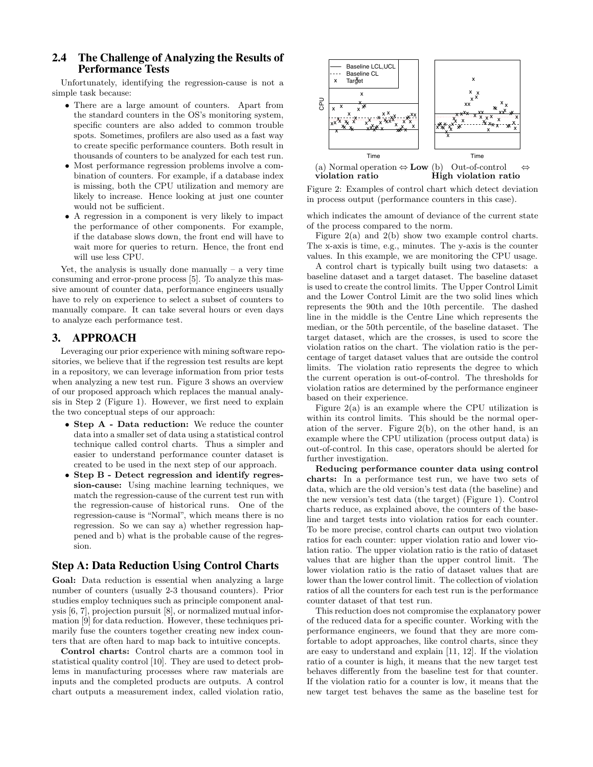## 2.4 The Challenge of Analyzing the Results of Performance Tests

Unfortunately, identifying the regression-cause is not a simple task because:

- There are a large amount of counters. Apart from the standard counters in the OS's monitoring system, specific counters are also added to common trouble spots. Sometimes, profilers are also used as a fast way to create specific performance counters. Both result in thousands of counters to be analyzed for each test run.
- Most performance regression problems involve a combination of counters. For example, if a database index is missing, both the CPU utilization and memory are likely to increase. Hence looking at just one counter would not be sufficient.
- A regression in a component is very likely to impact the performance of other components. For example, if the database slows down, the front end will have to wait more for queries to return. Hence, the front end will use less CPU.

Yet, the analysis is usually done manually – a very time consuming and error-prone process [5]. To analyze this massive amount of counter data, performance engineers usually have to rely on experience to select a subset of counters to manually compare. It can take several hours or even days to analyze each performance test.

# 3. APPROACH

Leveraging our prior experience with mining software repositories, we believe that if the regression test results are kept in a repository, we can leverage information from prior tests when analyzing a new test run. Figure 3 shows an overview of our proposed approach which replaces the manual analysis in Step 2 (Figure 1). However, we first need to explain the two conceptual steps of our approach:

- **Step A - Data reduction:** We reduce the counter data into a smaller set of data using a statistical control technique called control charts. Thus a simpler and easier to understand performance counter dataset is created to be used in the next step of our approach.
- **Step B - Detect regression and identify regression-cause:** Using machine learning techniques, we match the regression-cause of the current test run with the regression-cause of historical runs. One of the regression-cause is "Normal", which means there is no regression. So we can say a) whether regression happened and b) what is the probable cause of the regression.

## Step A: Data Reduction Using Control Charts

**Goal:** Data reduction is essential when analyzing a large number of counters (usually 2-3 thousand counters). Prior studies employ techniques such as principle component analysis [6, 7], projection pursuit [8], or normalized mutual information [9] for data reduction. However, these techniques primarily fuse the counters together creating new index counters that are often hard to map back to intuitive concepts.

**Control charts:** Control charts are a common tool in statistical quality control [10]. They are used to detect problems in manufacturing processes where raw materials are inputs and the completed products are outputs. A control chart outputs a measurement index, called violation ratio, which indicates the amount of deviance of the current state of the process compared to the norm.

Baseline LCL,UCL
Baseline CL
Target
CPU
Time
Time

(a) Normal operation ⇔ **Low violation ratio** (b) Out-of-control ⇔ **High violation ratio**

Figure 2: Examples of control chart which detect deviation in process output (performance counters in this case).

Figure 2(a) and 2(b) show two example control charts. The x-axis is time, e.g., minutes. The y-axis is the counter values. In this example, we are monitoring the CPU usage.

A control chart is typically built using two datasets: a baseline dataset and a target dataset. The baseline dataset is used to create the control limits. The Upper Control Limit and the Lower Control Limit are the two solid lines which represents the 90th and the 10th percentile. The dashed line in the middle is the Centre Line which represents the median, or the 50th percentile, of the baseline dataset. The target dataset, which are the crosses, is used to score the violation ratios on the chart. The violation ratio is the percentage of target dataset values that are outside the control limits. The violation ratio represents the degree to which the current operation is out-of-control. The thresholds for violation ratios are determined by the performance engineer based on their experience.

Figure 2(a) is an example where the CPU utilization is within its control limits. This should be the normal operation of the server. Figure 2(b), on the other hand, is an example where the CPU utilization (process output data) is out-of-control. In this case, operators should be alerted for further investigation.

**Reducing performance counter data using control charts:** In a performance test run, we have two sets of data, which are the old version's test data (the baseline) and the new version's test data (the target) (Figure 1). Control charts reduce, as explained above, the counters of the baseline and target tests into violation ratios for each counter. To be more precise, control charts can output two violation ratios for each counter: upper violation ratio and lower violation ratio. The upper violation ratio is the ratio of dataset values that are higher than the upper control limit. The lower violation ratio is the ratio of dataset values that are lower than the lower control limit. The collection of violation ratios of all the counters for each test run is the performance counter dataset of that test run.

This reduction does not compromise the explanatory power of the reduced data for a specific counter. Working with the performance engineers, we found that they are more comfortable to adopt approaches, like control charts, since they are easy to understand and explain [11, 12]. If the violation ratio of a counter is high, it means that the new target test behaves differently from the baseline test for that counter. If the violation ratio for a counter is low, it means that the new target test behaves the same as the baseline test for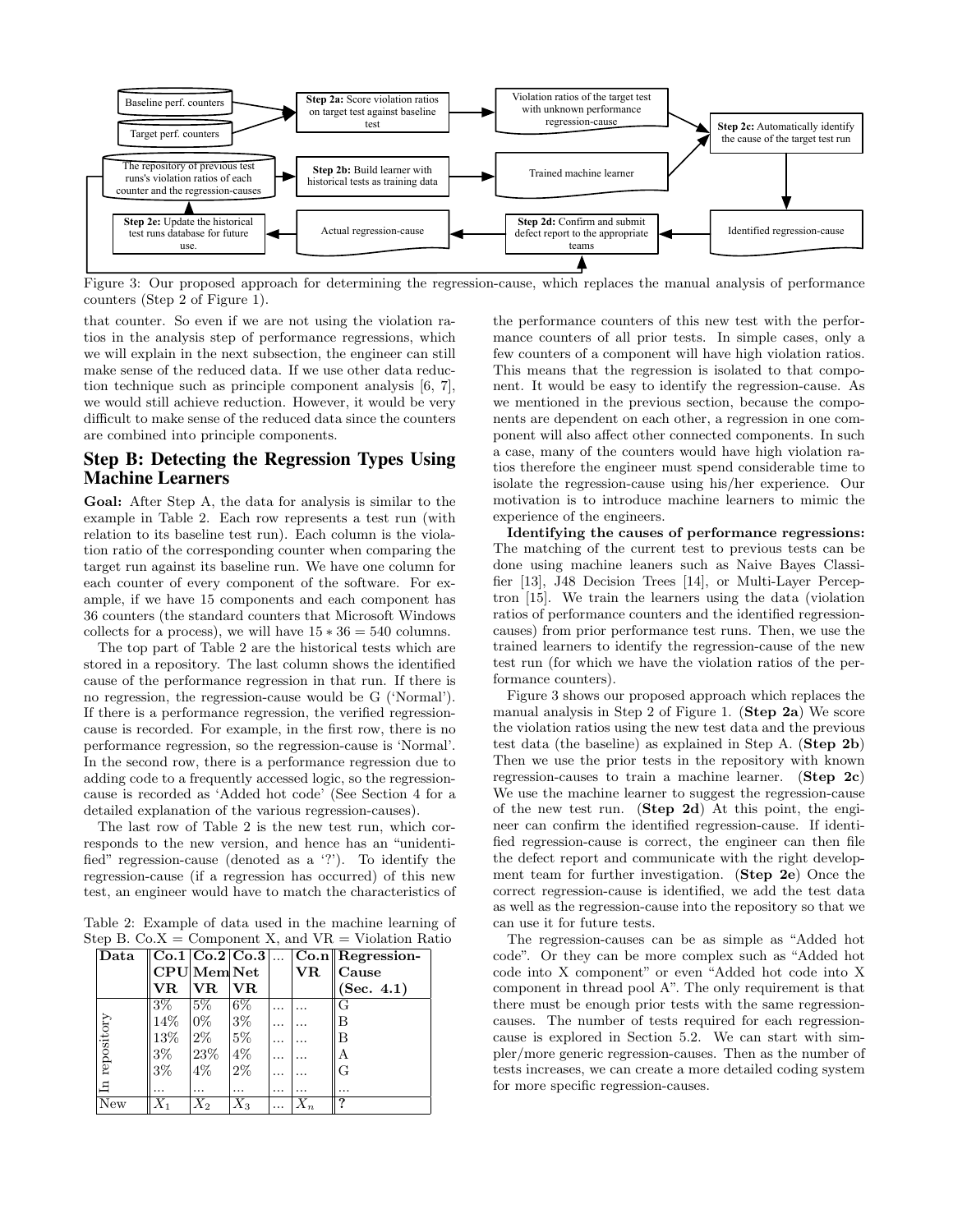Figure 3: Our proposed approach for determining the regression-cause, which replaces the manual analysis of performance counters (Step 2 of Figure 1).

that counter. So even if we are not using the violation ratios in the analysis step of performance regressions, which we will explain in the next subsection, the engineer can still make sense of the reduced data. If we use other data reduction technique such as principle component analysis [6, 7], we would still achieve reduction. However, it would be very difficult to make sense of the reduced data since the counters are combined into principle components.

## Step B: Detecting the Regression Types Using Machine Learners

**Goal:** After Step A, the data for analysis is similar to the example in Table 2. Each row represents a test run (with relation to its baseline test run). Each column is the violation ratio of the corresponding counter when comparing the target run against its baseline run. We have one column for each counter of every component of the software. For example, if we have 15 components and each component has 36 counters (the standard counters that Microsoft Windows collects for a process), we will have $15 * 36 = 540$ columns.

The top part of Table 2 are the historical tests which are stored in a repository. The last column shows the identified cause of the performance regression in that run. If there is no regression, the regression-cause would be G ('Normal'). If there is a performance regression, the verified regression-cause is recorded. For example, in the first row, there is no performance regression, so the regression-cause is 'Normal'. In the second row, there is a performance regression due to adding code to a frequently accessed logic, so the regression-cause is recorded as 'Added hot code' (See Section 4 for a detailed explanation of the various regression-causes).

The last row of Table 2 is the new test run, which corresponds to the new version, and hence has an "unidentified" regression-cause (denoted as a '?'). To identify the regression-cause (if a regression has occurred) of this new test, an engineer would have to match the characteristics of

Table 2: Example of data used in the machine learning of Step B. Co.X = Component X, and VR = Violation Ratio

| Data | Co.1 CPU VR | Co.2 Mem VR | Co.3 Net VR | ... | Co.n VR | Regression-Cause (Sec. 4.1) |
|---|---|---|---|---|---|---|
| In repository | 3% | 5% | 6% | ... | ... | G |
| | 14% | 0% | 3% | ... | ... | B |
| | 13% | 2% | 5% | ... | ... | B |
| | 3% | 23% | 4% | ... | ... | A |
| | 3% | 4% | 2% | ... | ... | G |
| | ... | ... | ... | ... | ... | ... |
| New | $X_1$ | $X_2$ | $X_3$ | ... | $X_n$ | **?** |

the performance counters of this new test with the performance counters of all prior tests. In simple cases, only a few counters of a component will have high violation ratios. This means that the regression is isolated to that component. It would be easy to identify the regression-cause. As we mentioned in the previous section, because the components are dependent on each other, a regression in one component will also affect other connected components. In such a case, many of the counters would have high violation ratios therefore the engineer must spend considerable time to isolate the regression-cause using his/her experience. Our motivation is to introduce machine learners to mimic the experience of the engineers.

**Identifying the causes of performance regressions:** The matching of the current test to previous tests can be done using machine leaners such as Naive Bayes Classifier [13], J48 Decision Trees [14], or Multi-Layer Perceptron [15]. We train the learners using the data (violation ratios of performance counters and the identified regression-causes) from prior performance test runs. Then, we use the trained learners to identify the regression-cause of the new test run (for which we have the violation ratios of the performance counters).

Figure 3 shows our proposed approach which replaces the manual analysis in Step 2 of Figure 1. (**Step 2a**) We score the violation ratios using the new test data and the previous test data (the baseline) as explained in Step A. (**Step 2b**) Then we use the prior tests in the repository with known regression-causes to train a machine learner. (**Step 2c**) We use the machine learner to suggest the regression-cause of the new test run. (**Step 2d**) At this point, the engineer can confirm the identified regression-cause. If identified regression-cause is correct, the engineer can then file the defect report and communicate with the right development team for further investigation. (**Step 2e**) Once the correct regression-cause is identified, we add the test data as well as the regression-cause into the repository so that we can use it for future tests.

The regression-causes can be as simple as "Added hot code". Or they can be more complex such as "Added hot code into X component" or even "Added hot code into X component in thread pool A". The only requirement is that there must be enough prior tests with the same regression-causes. The number of tests required for each regression-cause is explored in Section 5.2. We can start with simpler/more generic regression-causes. Then as the number of tests increases, we can create a more detailed coding system for more specific regression-causes.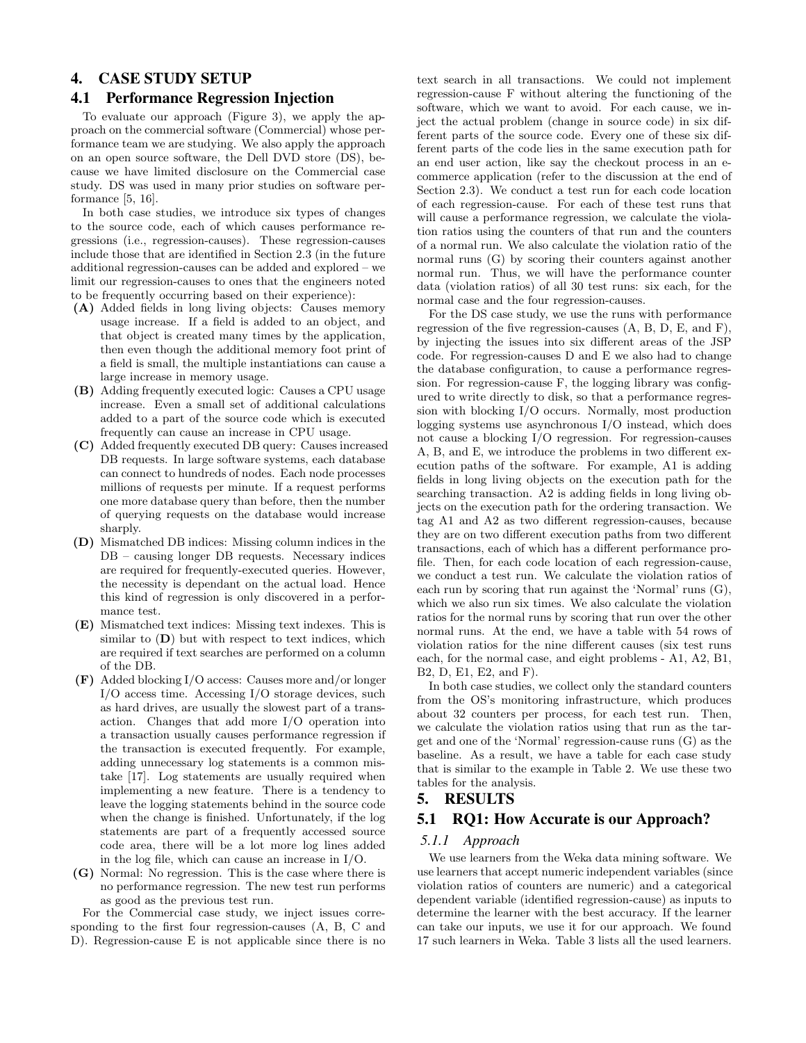## 4. CASE STUDY SETUP

### 4.1 Performance Regression Injection

To evaluate our approach (Figure 3), we apply the approach on the commercial software (Commercial) whose performance team we are studying. We also apply the approach on an open source software, the Dell DVD store (DS), because we have limited disclosure on the Commercial case study. DS was used in many prior studies on software performance [5, 16].

In both case studies, we introduce six types of changes to the source code, each of which causes performance regressions (i.e., regression-causes). These regression-causes include those that are identified in Section 2.3 (in the future additional regression-causes can be added and explored – we limit our regression-causes to ones that the engineers noted to be frequently occurring based on their experience):

- **(A)** Added fields in long living objects: Causes memory usage increase. If a field is added to an object, and that object is created many times by the application, then even though the additional memory foot print of a field is small, the multiple instantiations can cause a large increase in memory usage.
- **(B)** Adding frequently executed logic: Causes a CPU usage increase. Even a small set of additional calculations added to a part of the source code which is executed frequently can cause an increase in CPU usage.
- **(C)** Added frequently executed DB query: Causes increased DB requests. In large software systems, each database can connect to hundreds of nodes. Each node processes millions of requests per minute. If a request performs one more database query than before, then the number of querying requests on the database would increase sharply.
- **(D)** Mismatched DB indices: Missing column indices in the DB – causing longer DB requests. Necessary indices are required for frequently-executed queries. However, the necessity is dependant on the actual load. Hence this kind of regression is only discovered in a performance test.
- **(E)** Mismatched text indices: Missing text indexes. This is similar to (**D**) but with respect to text indices, which are required if text searches are performed on a column of the DB.
- **(F)** Added blocking I/O access: Causes more and/or longer I/O access time. Accessing I/O storage devices, such as hard drives, are usually the slowest part of a transaction. Changes that add more I/O operation into a transaction usually causes performance regression if the transaction is executed frequently. For example, adding unnecessary log statements is a common mistake [17]. Log statements are usually required when implementing a new feature. There is a tendency to leave the logging statements behind in the source code when the change is finished. Unfortunately, if the log statements are part of a frequently accessed source code area, there will be a lot more log lines added in the log file, which can cause an increase in I/O.
- **(G)** Normal: No regression. This is the case where there is no performance regression. The new test run performs as good as the previous test run.

For the Commercial case study, we inject issues corresponding to the first four regression-causes (A, B, C and D). Regression-cause E is not applicable since there is no text search in all transactions. We could not implement regression-cause F without altering the functioning of the software, which we want to avoid. For each cause, we inject the actual problem (change in source code) in six different parts of the source code. Every one of these six different parts of the code lies in the same execution path for an end user action, like say the checkout process in an e-commerce application (refer to the discussion at the end of Section 2.3). We conduct a test run for each code location of each regression-cause. For each of these test runs that will cause a performance regression, we calculate the violation ratios using the counters of that run and the counters of a normal run. We also calculate the violation ratio of the normal runs (G) by scoring their counters against another normal run. Thus, we will have the performance counter data (violation ratios) of all 30 test runs: six each, for the normal case and the four regression-causes.

For the DS case study, we use the runs with performance regression of the five regression-causes (A, B, D, E, and F), by injecting the issues into six different areas of the JSP code. For regression-causes D and E we also had to change the database configuration, to cause a performance regression. For regression-cause F, the logging library was configured to write directly to disk, so that a performance regression with blocking I/O occurs. Normally, most production logging systems use asynchronous I/O instead, which does not cause a blocking I/O regression. For regression-causes A, B, and E, we introduce the problems in two different execution paths of the software. For example, A1 is adding fields in long living objects on the execution path for the searching transaction. A2 is adding fields in long living objects on the execution path for the ordering transaction. We tag A1 and A2 as two different regression-causes, because they are on two different execution paths from two different transactions, each of which has a different performance profile. Then, for each code location of each regression-cause, we conduct a test run. We calculate the violation ratios of each run by scoring that run against the 'Normal' runs (G), which we also run six times. We also calculate the violation ratios for the normal runs by scoring that run over the other normal runs. At the end, we have a table with 54 rows of violation ratios for the nine different causes (six test runs each, for the normal case, and eight problems - A1, A2, B1, B2, D, E1, E2, and F).

In both case studies, we collect only the standard counters from the OS's monitoring infrastructure, which produces about 32 counters per process, for each test run. Then, we calculate the violation ratios using that run as the target and one of the 'Normal' regression-cause runs (G) as the baseline. As a result, we have a table for each case study that is similar to the example in Table 2. We use these two tables for the analysis.

## 5. RESULTS

### 5.1 RQ1: How Accurate is our Approach?

#### 5.1.1 Approach

We use learners from the Weka data mining software. We use learners that accept numeric independent variables (since violation ratios of counters are numeric) and a categorical dependent variable (identified regression-cause) as inputs to determine the learner with the best accuracy. If the learner can take our inputs, we use it for our approach. We found 17 such learners in Weka. Table 3 lists all the used learners.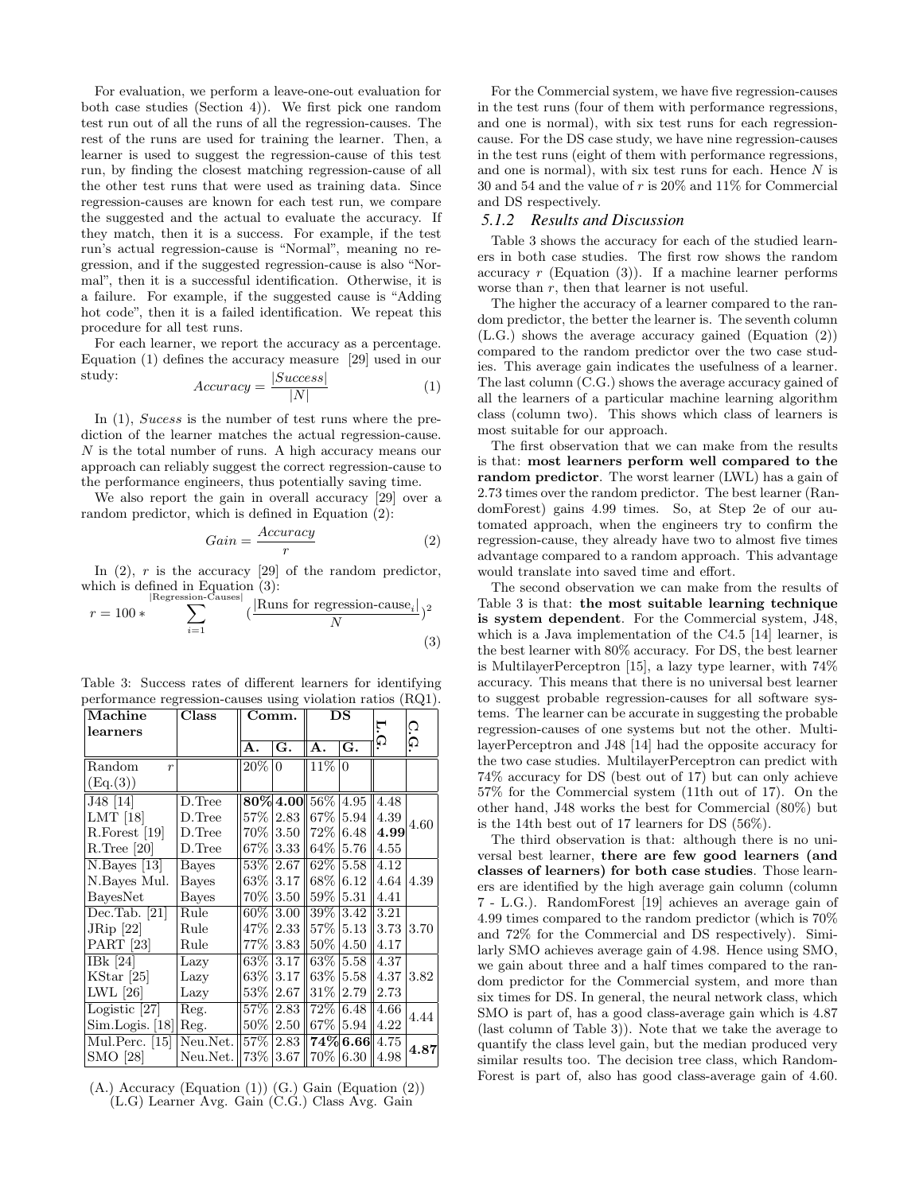For evaluation, we perform a leave-one-out evaluation for both case studies (Section 4)). We first pick one random test run out of all the runs of all the regression-causes. The rest of the runs are used for training the learner. Then, a learner is used to suggest the regression-cause of this test run, by finding the closest matching regression-cause of all the other test runs that were used as training data. Since regression-causes are known for each test run, we compare the suggested and the actual to evaluate the accuracy. If they match, then it is a success. For example, if the test run's actual regression-cause is "Normal", meaning no regression, and if the suggested regression-cause is also "Normal", then it is a successful identification. Otherwise, it is a failure. For example, if the suggested cause is "Adding hot code", then it is a failed identification. We repeat this procedure for all test runs.

For each learner, we report the accuracy as a percentage. Equation (1) defines the accuracy measure [29] used in our study:

$$Accuracy = \frac{|Success|}{|N|} \quad (1)$$

In (1), *Sucess* is the number of test runs where the prediction of the learner matches the actual regression-cause. $N$ is the total number of runs. A high accuracy means our approach can reliably suggest the correct regression-cause to the performance engineers, thus potentially saving time.

We also report the gain in overall accuracy [29] over a random predictor, which is defined in Equation (2):

$$Gain = \frac{Accuracy}{r} \quad (2)$$

In (2), $r$ is the accuracy [29] of the random predictor, which is defined in Equation (3):

$$r = 100 * \sum_{i=1}^{|\text{Regression-Causes}|} \left(\frac{|\text{Runs for regression-cause}_i|}{N}\right)^2 \quad (3)$$

Table 3: Success rates of different learners for identifying performance regression-causes using violation ratios (RQ1).

| Machine learners | Class | Comm. | | DS | | L.G. | C.G. |
|---|---|---|---|---|---|---|---|
| | | A. | G. | A. | G. | | |
| Random $r$ (Eq.(3)) | | 20% | 0 | 11% | 0 | | |
| J48 [14] | D.Tree | **80%** | **4.00** | 56% | 4.95 | 4.48 | 4.60 |
| LMT [18] | D.Tree | 57% | 2.83 | 67% | 5.94 | 4.39 | |
| R.Forest [19] | D.Tree | 70% | 3.50 | 72% | 6.48 | **4.99** | |
| R.Tree [20] | D.Tree | 67% | 3.33 | 64% | 5.76 | 4.55 | |
| N.Bayes [13] | Bayes | 53% | 2.67 | 62% | 5.58 | 4.12 | 4.39 |
| N.Bayes Mul. | Bayes | 63% | 3.17 | 68% | 6.12 | 4.64 | |
| BayesNet | Bayes | 70% | 3.50 | 59% | 5.31 | 4.41 | |
| Dec.Tab. [21] | Rule | 60% | 3.00 | 39% | 3.42 | 3.21 | 3.70 |
| JRip [22] | Rule | 47% | 2.33 | 57% | 5.13 | 3.73 | |
| PART [23] | Rule | 77% | 3.83 | 50% | 4.50 | 4.17 | |
| IBk [24] | Lazy | 63% | 3.17 | 63% | 5.58 | 4.37 | 3.82 |
| KStar [25] | Lazy | 63% | 3.17 | 63% | 5.58 | 4.37 | |
| LWL [26] | Lazy | 53% | 2.67 | 31% | 2.79 | 2.73 | |
| Logistic [27] | Reg. | 57% | 2.83 | 72% | 6.48 | 4.66 | 4.44 |
| Sim.Logis. [18] | Reg. | 50% | 2.50 | 67% | 5.94 | 4.22 | |
| Mul.Perc. [15] | Neu.Net. | 57% | 2.83 | **74%** | **6.66** | 4.75 | **4.87** |
| SMO [28] | Neu.Net. | 73% | 3.67 | 70% | 6.30 | 4.98 | |

(A.) Accuracy (Equation (1)) (G.) Gain (Equation (2))
(L.G) Learner Avg. Gain (C.G.) Class Avg. Gain

For the Commercial system, we have five regression-causes in the test runs (four of them with performance regressions, and one is normal), with six test runs for each regression-cause. For the DS case study, we have nine regression-causes in the test runs (eight of them with performance regressions, and one is normal), with six test runs for each. Hence $N$ is 30 and 54 and the value of $r$ is 20% and 11% for Commercial and DS respectively.

### 5.1.2 Results and Discussion

Table 3 shows the accuracy for each of the studied learners in both case studies. The first row shows the random accuracy $r$ (Equation (3)). If a machine learner performs worse than $r$, then that learner is not useful.

The higher the accuracy of a learner compared to the random predictor, the better the learner is. The seventh column (L.G.) shows the average accuracy gained (Equation (2)) compared to the random predictor over the two case studies. This average gain indicates the usefulness of a learner. The last column (C.G.) shows the average accuracy gained of all the learners of a particular machine learning algorithm class (column two). This shows which class of learners is most suitable for our approach.

The first observation that we can make from the results is that: **most learners perform well compared to the random predictor**. The worst learner (LWL) has a gain of 2.73 times over the random predictor. The best learner (RandomForest) gains 4.99 times. So, at Step 2e of our automated approach, when the engineers try to confirm the regression-cause, they already have two to almost five times advantage compared to a random approach. This advantage would translate into saved time and effort.

The second observation we can make from the results of Table 3 is that: **the most suitable learning technique is system dependent**. For the Commercial system, J48, which is a Java implementation of the C4.5 [14] learner, is the best learner with 80% accuracy. For DS, the best learner is MultilayerPerceptron [15], a lazy type learner, with 74% accuracy. This means that there is no universal best learner to suggest probable regression-causes for all software systems. The learner can be accurate in suggesting the probable regression-causes of one systems but not the other. MultilayerPerceptron and J48 [14] had the opposite accuracy for the two case studies. MultilayerPerceptron can predict with 74% accuracy for DS (best out of 17) but can only achieve 57% for the Commercial system (11th out of 17). On the other hand, J48 works the best for Commercial (80%) but is the 14th best out of 17 learners for DS (56%).

The third observation is that: although there is no universal best learner, **there are few good learners (and classes of learners) for both case studies**. Those learners are identified by the high average gain column (column 7 - L.G.). RandomForest [19] achieves an average gain of 4.99 times compared to the random predictor (which is 70% and 72% for the Commercial and DS respectively). Similarly SMO achieves average gain of 4.98. Hence using SMO, we gain about three and a half times compared to the random predictor for the Commercial system, and more than six times for DS. In general, the neural network class, which SMO is part of, has a good class-average gain which is 4.87 (last column of Table 3)). Note that we take the average to quantify the class level gain, but the median produced very similar results too. The decision tree class, which RandomForest is part of, also has good class-average gain of 4.60.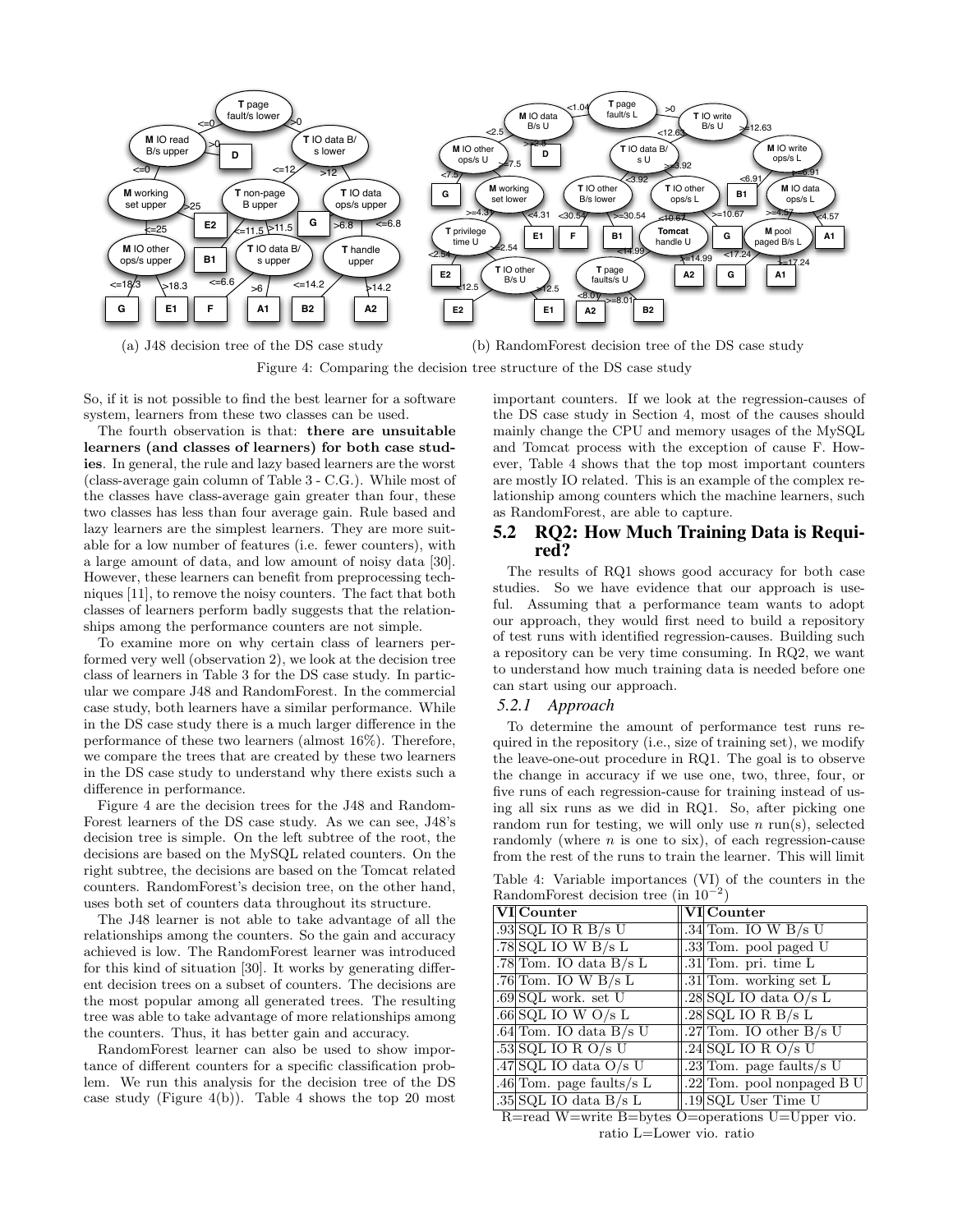(a) J48 decision tree of the DS case study

(b) RandomForest decision tree of the DS case study

Figure 4: Comparing the decision tree structure of the DS case study

So, if it is not possible to find the best learner for a software system, learners from these two classes can be used.

The fourth observation is that: **there are unsuitable learners (and classes of learners) for both case studies**. In general, the rule and lazy based learners are the worst (class-average gain column of Table 3 - C.G.). While most of the classes have class-average gain greater than four, these two classes has less than four average gain. Rule based and lazy learners are the simplest learners. They are more suitable for a low number of features (i.e. fewer counters), with a large amount of data, and low amount of noisy data [30]. However, these learners can benefit from preprocessing techniques [11], to remove the noisy counters. The fact that both classes of learners perform badly suggests that the relationships among the performance counters are not simple.

To examine more on why certain class of learners performed very well (observation 2), we look at the decision tree class of learners in Table 3 for the DS case study. In particular we compare J48 and RandomForest. In the commercial case study, both learners have a similar performance. While in the DS case study there is a much larger difference in the performance of these two learners (almost 16%). Therefore, we compare the trees that are created by these two learners in the DS case study to understand why there exists such a difference in performance.

Figure 4 are the decision trees for the J48 and RandomForest learners of the DS case study. As we can see, J48's decision tree is simple. On the left subtree of the root, the decisions are based on the MySQL related counters. On the right subtree, the decisions are based on the Tomcat related counters. RandomForest's decision tree, on the other hand, uses both set of counters data throughout its structure.

The J48 learner is not able to take advantage of all the relationships among the counters. So the gain and accuracy achieved is low. The RandomForest learner was introduced for this kind of situation [30]. It works by generating different decision trees on a subset of counters. The decisions are the most popular among all generated trees. The resulting tree was able to take advantage of more relationships among the counters. Thus, it has better gain and accuracy.

RandomForest learner can also be used to show importance of different counters for a specific classification problem. We run this analysis for the decision tree of the DS case study (Figure 4(b)). Table 4 shows the top 20 most important counters. If we look at the regression-causes of the DS case study in Section 4, most of the causes should mainly change the CPU and memory usages of the MySQL and Tomcat process with the exception of cause F. However, Table 4 shows that the top most important counters are mostly IO related. This is an example of the complex relationship among counters which the machine learners, such as RandomForest, are able to capture.

## 5.2 RQ2: How Much Training Data is Required?

The results of RQ1 shows good accuracy for both case studies. So we have evidence that our approach is useful. Assuming that a performance team wants to adopt our approach, they would first need to build a repository of test runs with identified regression-causes. Building such a repository can be very time consuming. In RQ2, we want to understand how much training data is needed before one can start using our approach.

### 5.2.1 Approach

To determine the amount of performance test runs required in the repository (i.e., size of training set), we modify the leave-one-out procedure in RQ1. The goal is to observe the change in accuracy if we use one, two, three, four, or five runs of each regression-cause for training instead of using all six runs as we did in RQ1. So, after picking one random run for testing, we will only use $n$ run(s), selected randomly (where $n$ is one to six), of each regression-cause from the rest of the runs to train the learner. This will limit

Table 4: Variable importances (VI) of the counters in the RandomForest decision tree (in $10^{-2}$)

| VI | Counter | VI | Counter |
|---|---|---|---|
| .93 | SQL IO R B/s U | .34 | Tom. IO W B/s U |
| .78 | SQL IO W B/s L | .33 | Tom. pool paged U |
| .78 | Tom. IO data B/s L | .31 | Tom. pri. time L |
| .76 | Tom. IO W B/s L | .31 | Tom. working set L |
| .69 | SQL work. set U | .28 | SQL IO data O/s L |
| .66 | SQL IO W O/s L | .28 | SQL IO R B/s L |
| .64 | Tom. IO data B/s U | .27 | Tom. IO other B/s U |
| .53 | SQL IO R O/s U | .24 | SQL IO R O/s U |
| .47 | SQL IO data O/s U | .23 | Tom. page faults/s U |
| .46 | Tom. page faults/s L | .22 | Tom. pool nonpaged B U |
| .35 | SQL IO data B/s L | .19 | SQL User Time U |

R=read W=write B=bytes O=operations U=Upper vio. ratio L=Lower vio. ratio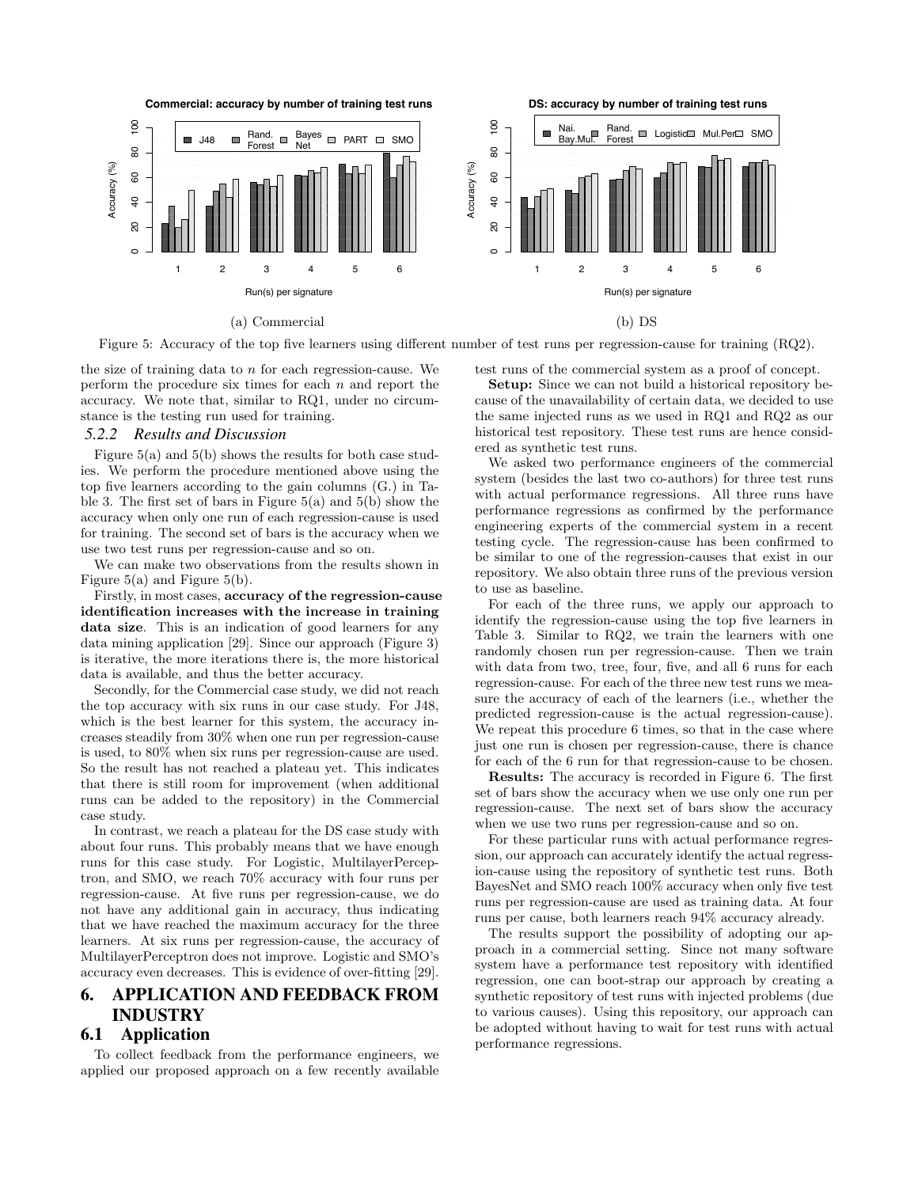Commercial: accuracy by number of training test runs

Accuracy (%)

J48 Rand. Forest Bayes Net PART SMO

0 20 40 60 80 100

1 2 3 4 5 6

Run(s) per signature

(a) Commercial

DS: accuracy by number of training test runs

Accuracy (%)

Nai. Bay.Mul. Rand. Forest Logistic Mul.Per SMO

0 20 40 60 80 100

1 2 3 4 5 6

Run(s) per signature

(b) DS

Figure 5: Accuracy of the top five learners using different number of test runs per regression-cause for training (RQ2).

the size of training data to $n$ for each regression-cause. We perform the procedure six times for each $n$ and report the accuracy. We note that, similar to RQ1, under no circumstance is the testing run used for training.

### 5.2.2 Results and Discussion

Figure 5(a) and 5(b) shows the results for both case studies. We perform the procedure mentioned above using the top five learners according to the gain columns (G.) in Table 3. The first set of bars in Figure 5(a) and 5(b) show the accuracy when only one run of each regression-cause is used for training. The second set of bars is the accuracy when we use two test runs per regression-cause and so on.

We can make two observations from the results shown in Figure 5(a) and Figure 5(b).

Firstly, in most cases, **accuracy of the regression-cause identification increases with the increase in training data size**. This is an indication of good learners for any data mining application [29]. Since our approach (Figure 3) is iterative, the more iterations there is, the more historical data is available, and thus the better accuracy.

Secondly, for the Commercial case study, we did not reach the top accuracy with six runs in our case study. For J48, which is the best learner for this system, the accuracy increases steadily from 30% when one run per regression-cause is used, to 80% when six runs per regression-cause are used. So the result has not reached a plateau yet. This indicates that there is still room for improvement (when additional runs can be added to the repository) in the Commercial case study.

In contrast, we reach a plateau for the DS case study with about four runs. This probably means that we have enough runs for this case study. For Logistic, MultilayerPerceptron, and SMO, we reach 70% accuracy with four runs per regression-cause. At five runs per regression-cause, we do not have any additional gain in accuracy, thus indicating that we have reached the maximum accuracy for the three learners. At six runs per regression-cause, the accuracy of MultilayerPerceptron does not improve. Logistic and SMO's accuracy even decreases. This is evidence of over-fitting [29].

# 6. APPLICATION AND FEEDBACK FROM INDUSTRY

## 6.1 Application

To collect feedback from the performance engineers, we applied our proposed approach on a few recently available test runs of the commercial system as a proof of concept.

**Setup:** Since we can not build a historical repository because of the unavailability of certain data, we decided to use the same injected runs as we used in RQ1 and RQ2 as our historical test repository. These test runs are hence considered as synthetic test runs.

We asked two performance engineers of the commercial system (besides the last two co-authors) for three test runs with actual performance regressions. All three runs have performance regressions as confirmed by the performance engineering experts of the commercial system in a recent testing cycle. The regression-cause has been confirmed to be similar to one of the regression-causes that exist in our repository. We also obtain three runs of the previous version to use as baseline.

For each of the three runs, we apply our approach to identify the regression-cause using the top five learners in Table 3. Similar to RQ2, we train the learners with one randomly chosen run per regression-cause. Then we train with data from two, tree, four, five, and all 6 runs for each regression-cause. For each of the three new test runs we measure the accuracy of each of the learners (i.e., whether the predicted regression-cause is the actual regression-cause). We repeat this procedure 6 times, so that in the case where just one run is chosen per regression-cause, there is chance for each of the 6 run for that regression-cause to be chosen.

**Results:** The accuracy is recorded in Figure 6. The first set of bars show the accuracy when we use only one run per regression-cause. The next set of bars show the accuracy when we use two runs per regression-cause and so on.

For these particular runs with actual performance regression, our approach can accurately identify the actual regression-cause using the repository of synthetic test runs. Both BayesNet and SMO reach 100% accuracy when only five test runs per regression-cause are used as training data. At four runs per cause, both learners reach 94% accuracy already.

The results support the possibility of adopting our approach in a commercial setting. Since not many software system have a performance test repository with identified regression, one can boot-strap our approach by creating a synthetic repository of test runs with injected problems (due to various causes). Using this repository, our approach can be adopted without having to wait for test runs with actual performance regressions.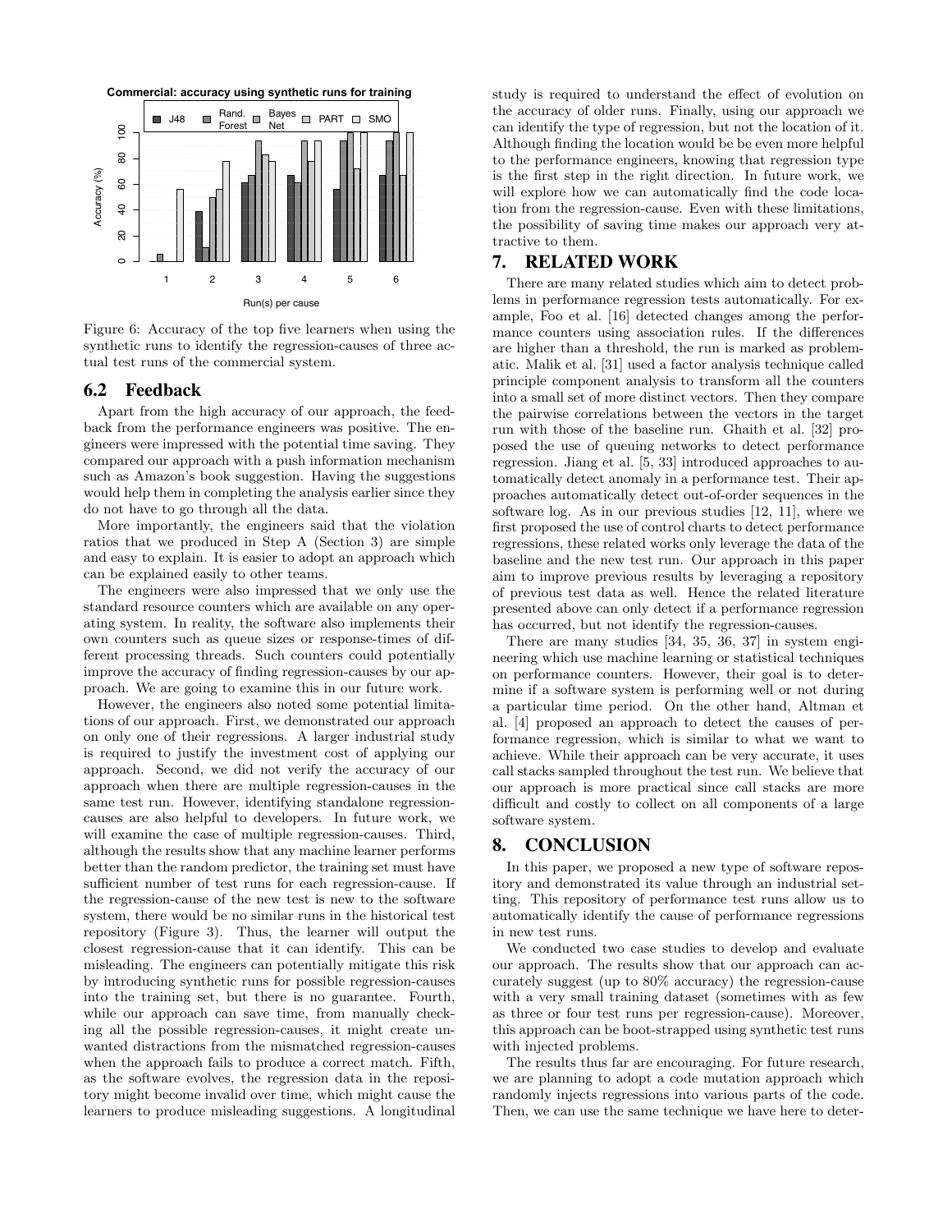Commercial: accuracy using synthetic runs for training

J48 Rand. Forest Bayes Net PART SMO

Accuracy (%)

0 20 40 60 80 100

1 2 3 4 5 6

Run(s) per cause

Figure 6: Accuracy of the top five learners when using the synthetic runs to identify the regression-causes of three actual test runs of the commercial system.

## 6.2 Feedback

Apart from the high accuracy of our approach, the feedback from the performance engineers was positive. The engineers were impressed with the potential time saving. They compared our approach with a push information mechanism such as Amazon's book suggestion. Having the suggestions would help them in completing the analysis earlier since they do not have to go through all the data.

More importantly, the engineers said that the violation ratios that we produced in Step A (Section 3) are simple and easy to explain. It is easier to adopt an approach which can be explained easily to other teams.

The engineers were also impressed that we only use the standard resource counters which are available on any operating system. In reality, the software also implements their own counters such as queue sizes or response-times of different processing threads. Such counters could potentially improve the accuracy of finding regression-causes by our approach. We are going to examine this in our future work.

However, the engineers also noted some potential limitations of our approach. First, we demonstrated our approach on only one of their regressions. A larger industrial study is required to justify the investment cost of applying our approach. Second, we did not verify the accuracy of our approach when there are multiple regression-causes in the same test run. However, identifying standalone regression-causes are also helpful to developers. In future work, we will examine the case of multiple regression-causes. Third, although the results show that any machine learner performs better than the random predictor, the training set must have sufficient number of test runs for each regression-cause. If the regression-cause of the new test is new to the software system, there would be no similar runs in the historical test repository (Figure 3). Thus, the learner will output the closest regression-cause that it can identify. This can be misleading. The engineers can potentially mitigate this risk by introducing synthetic runs for possible regression-causes into the training set, but there is no guarantee. Fourth, while our approach can save time, from manually checking all the possible regression-causes, it might create unwanted distractions from the mismatched regression-causes when the approach fails to produce a correct match. Fifth, as the software evolves, the regression data in the repository might become invalid over time, which might cause the learners to produce misleading suggestions. A longitudinal study is required to understand the effect of evolution on the accuracy of older runs. Finally, using our approach we can identify the type of regression, but not the location of it. Although finding the location would be be even more helpful to the performance engineers, knowing that regression type is the first step in the right direction. In future work, we will explore how we can automatically find the code location from the regression-cause. Even with these limitations, the possibility of saving time makes our approach very attractive to them.

# 7. RELATED WORK

There are many related studies which aim to detect problems in performance regression tests automatically. For example, Foo et al. [16] detected changes among the performance counters using association rules. If the differences are higher than a threshold, the run is marked as problematic. Malik et al. [31] used a factor analysis technique called principle component analysis to transform all the counters into a small set of more distinct vectors. Then they compare the pairwise correlations between the vectors in the target run with those of the baseline run. Ghaith et al. [32] proposed the use of queuing networks to detect performance regression. Jiang et al. [5, 33] introduced approaches to automatically detect anomaly in a performance test. Their approaches automatically detect out-of-order sequences in the software log. As in our previous studies [12, 11], where we first proposed the use of control charts to detect performance regressions, these related works only leverage the data of the baseline and the new test run. Our approach in this paper aim to improve previous results by leveraging a repository of previous test data as well. Hence the related literature presented above can only detect if a performance regression has occurred, but not identify the regression-causes.

There are many studies [34, 35, 36, 37] in system engineering which use machine learning or statistical techniques on performance counters. However, their goal is to determine if a software system is performing well or not during a particular time period. On the other hand, Altman et al. [4] proposed an approach to detect the causes of performance regression, which is similar to what we want to achieve. While their approach can be very accurate, it uses call stacks sampled throughout the test run. We believe that our approach is more practical since call stacks are more difficult and costly to collect on all components of a large software system.

# 8. CONCLUSION

In this paper, we proposed a new type of software repository and demonstrated its value through an industrial setting. This repository of performance test runs allow us to automatically identify the cause of performance regressions in new test runs.

We conducted two case studies to develop and evaluate our approach. The results show that our approach can accurately suggest (up to 80% accuracy) the regression-cause with a very small training dataset (sometimes with as few as three or four test runs per regression-cause). Moreover, this approach can be boot-strapped using synthetic test runs with injected problems.

The results thus far are encouraging. For future research, we are planning to adopt a code mutation approach which randomly injects regressions into various parts of the code. Then, we can use the same technique we have here to deter-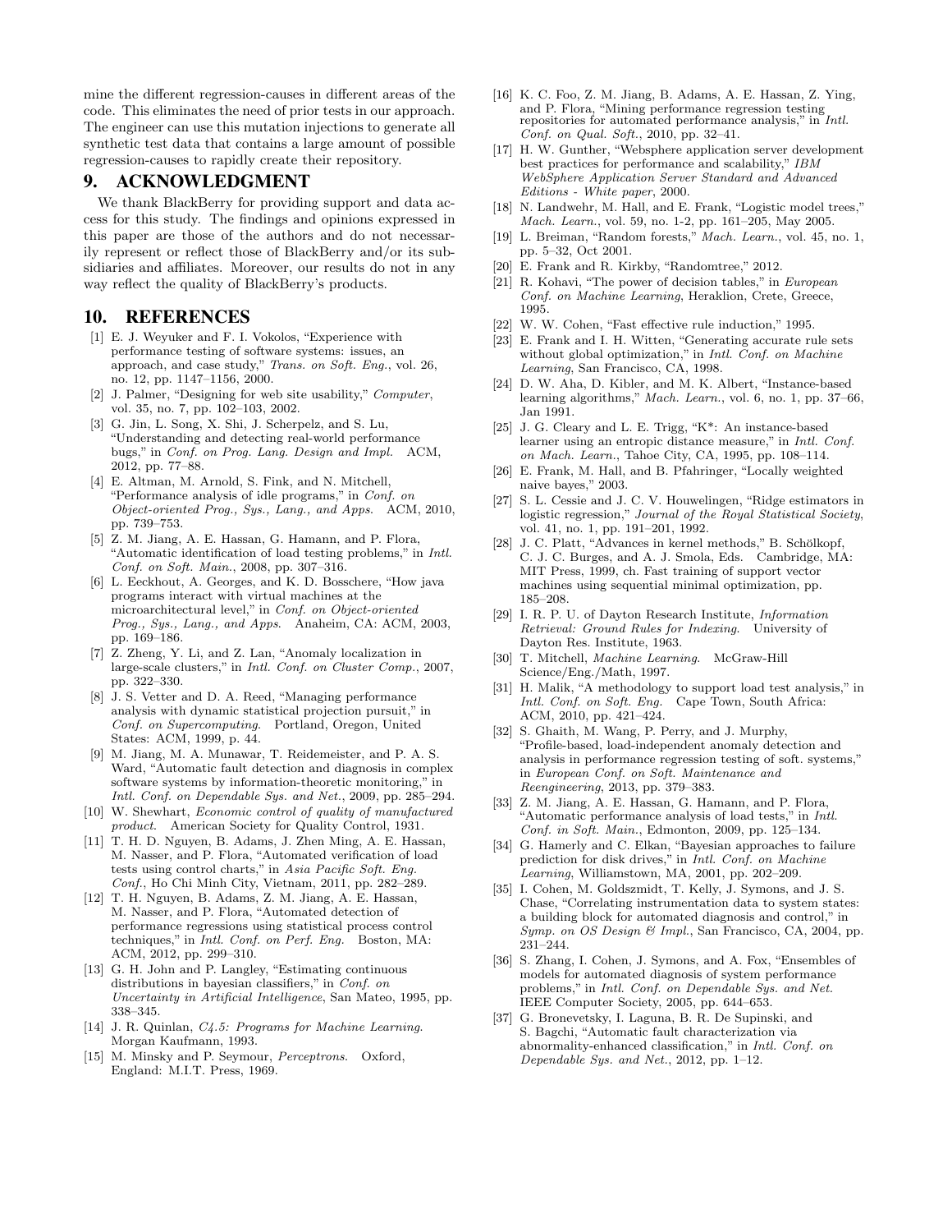mine the different regression-causes in different areas of the code. This eliminates the need of prior tests in our approach. The engineer can use this mutation injections to generate all synthetic test data that contains a large amount of possible regression-causes to rapidly create their repository.

## 9. ACKNOWLEDGMENT

We thank BlackBerry for providing support and data access for this study. The findings and opinions expressed in this paper are those of the authors and do not necessarily represent or reflect those of BlackBerry and/or its subsidiaries and affiliates. Moreover, our results do not in any way reflect the quality of BlackBerry's products.

## 10. REFERENCES

[1] E. J. Weyuker and F. I. Vokolos, "Experience with performance testing of software systems: issues, an approach, and case study," *Trans. on Soft. Eng.*, vol. 26, no. 12, pp. 1147–1156, 2000.

[2] J. Palmer, "Designing for web site usability," *Computer*, vol. 35, no. 7, pp. 102–103, 2002.

[3] G. Jin, L. Song, X. Shi, J. Scherpelz, and S. Lu, "Understanding and detecting real-world performance bugs," in *Conf. on Prog. Lang. Design and Impl.* ACM, 2012, pp. 77–88.

[4] E. Altman, M. Arnold, S. Fink, and N. Mitchell, "Performance analysis of idle programs," in *Conf. on Object-oriented Prog., Sys., Lang., and Apps.* ACM, 2010, pp. 739–753.

[5] Z. M. Jiang, A. E. Hassan, G. Hamann, and P. Flora, "Automatic identification of load testing problems," in *Intl. Conf. on Soft. Main.*, 2008, pp. 307–316.

[6] L. Eeckhout, A. Georges, and K. D. Bosschere, "How java programs interact with virtual machines at the microarchitectural level," in *Conf. on Object-oriented Prog., Sys., Lang., and Apps.* Anaheim, CA: ACM, 2003, pp. 169–186.

[7] Z. Zheng, Y. Li, and Z. Lan, "Anomaly localization in large-scale clusters," in *Intl. Conf. on Cluster Comp.*, 2007, pp. 322–330.

[8] J. S. Vetter and D. A. Reed, "Managing performance analysis with dynamic statistical projection pursuit," in *Conf. on Supercomputing.* Portland, Oregon, United States: ACM, 1999, p. 44.

[9] M. Jiang, M. A. Munawar, T. Reidemeister, and P. A. S. Ward, "Automatic fault detection and diagnosis in complex software systems by information-theoretic monitoring," in *Intl. Conf. on Dependable Sys. and Net.*, 2009, pp. 285–294.

[10] W. Shewhart, *Economic control of quality of manufactured product.* American Society for Quality Control, 1931.

[11] T. H. D. Nguyen, B. Adams, J. Zhen Ming, A. E. Hassan, M. Nasser, and P. Flora, "Automated verification of load tests using control charts," in *Asia Pacific Soft. Eng. Conf.*, Ho Chi Minh City, Vietnam, 2011, pp. 282–289.

[12] T. H. Nguyen, B. Adams, Z. M. Jiang, A. E. Hassan, M. Nasser, and P. Flora, "Automated detection of performance regressions using statistical process control techniques," in *Intl. Conf. on Perf. Eng.* Boston, MA: ACM, 2012, pp. 299–310.

[13] G. H. John and P. Langley, "Estimating continuous distributions in bayesian classifiers," in *Conf. on Uncertainty in Artificial Intelligence*, San Mateo, 1995, pp. 338–345.

[14] J. R. Quinlan, *C4.5: Programs for Machine Learning.* Morgan Kaufmann, 1993.

[15] M. Minsky and P. Seymour, *Perceptrons.* Oxford, England: M.I.T. Press, 1969.

[16] K. C. Foo, Z. M. Jiang, B. Adams, A. E. Hassan, Z. Ying, and P. Flora, "Mining performance regression testing repositories for automated performance analysis," in *Intl. Conf. on Qual. Soft.*, 2010, pp. 32–41.

[17] H. W. Gunther, "Websphere application server development best practices for performance and scalability," *IBM WebSphere Application Server Standard and Advanced Editions - White paper*, 2000.

[18] N. Landwehr, M. Hall, and E. Frank, "Logistic model trees," *Mach. Learn.*, vol. 59, no. 1-2, pp. 161–205, May 2005.

[19] L. Breiman, "Random forests," *Mach. Learn.*, vol. 45, no. 1, pp. 5–32, Oct 2001.

[20] E. Frank and R. Kirkby, "Randomtree," 2012.

[21] R. Kohavi, "The power of decision tables," in *European Conf. on Machine Learning*, Heraklion, Crete, Greece, 1995.

[22] W. W. Cohen, "Fast effective rule induction," 1995.

[23] E. Frank and I. H. Witten, "Generating accurate rule sets without global optimization," in *Intl. Conf. on Machine Learning*, San Francisco, CA, 1998.

[24] D. W. Aha, D. Kibler, and M. K. Albert, "Instance-based learning algorithms," *Mach. Learn.*, vol. 6, no. 1, pp. 37–66, Jan 1991.

[25] J. G. Cleary and L. E. Trigg, "K*: An instance-based learner using an entropic distance measure," in *Intl. Conf. on Mach. Learn.*, Tahoe City, CA, 1995, pp. 108–114.

[26] E. Frank, M. Hall, and B. Pfahringer, "Locally weighted naive bayes," 2003.

[27] S. L. Cessie and J. C. V. Houwelingen, "Ridge estimators in logistic regression," *Journal of the Royal Statistical Society*, vol. 41, no. 1, pp. 191–201, 1992.

[28] J. C. Platt, "Advances in kernel methods," B. Schölkopf, C. J. C. Burges, and A. J. Smola, Eds. Cambridge, MA: MIT Press, 1999, ch. Fast training of support vector machines using sequential minimal optimization, pp. 185–208.

[29] I. R. P. U. of Dayton Research Institute, *Information Retrieval: Ground Rules for Indexing.* University of Dayton Res. Institute, 1963.

[30] T. Mitchell, *Machine Learning.* McGraw-Hill Science/Eng./Math, 1997.

[31] H. Malik, "A methodology to support load test analysis," in *Intl. Conf. on Soft. Eng.* Cape Town, South Africa: ACM, 2010, pp. 421–424.

[32] S. Ghaith, M. Wang, P. Perry, and J. Murphy, "Profile-based, load-independent anomaly detection and analysis in performance regression testing of soft. systems," in *European Conf. on Soft. Maintenance and Reengineering*, 2013, pp. 379–383.

[33] Z. M. Jiang, A. E. Hassan, G. Hamann, and P. Flora, "Automatic performance analysis of load tests," in *Intl. Conf. in Soft. Main.*, Edmonton, 2009, pp. 125–134.

[34] G. Hamerly and C. Elkan, "Bayesian approaches to failure prediction for disk drives," in *Intl. Conf. on Machine Learning*, Williamstown, MA, 2001, pp. 202–209.

[35] I. Cohen, M. Goldszmidt, T. Kelly, J. Symons, and J. S. Chase, "Correlating instrumentation data to system states: a building block for automated diagnosis and control," in *Symp. on OS Design & Impl.*, San Francisco, CA, 2004, pp. 231–244.

[36] S. Zhang, I. Cohen, J. Symons, and A. Fox, "Ensembles of models for automated diagnosis of system performance problems," in *Intl. Conf. on Dependable Sys. and Net.* IEEE Computer Society, 2005, pp. 644–653.

[37] G. Bronevetsky, I. Laguna, B. R. De Supinski, and S. Bagchi, "Automatic fault characterization via abnormality-enhanced classification," in *Intl. Conf. on Dependable Sys. and Net.*, 2012, pp. 1–12.